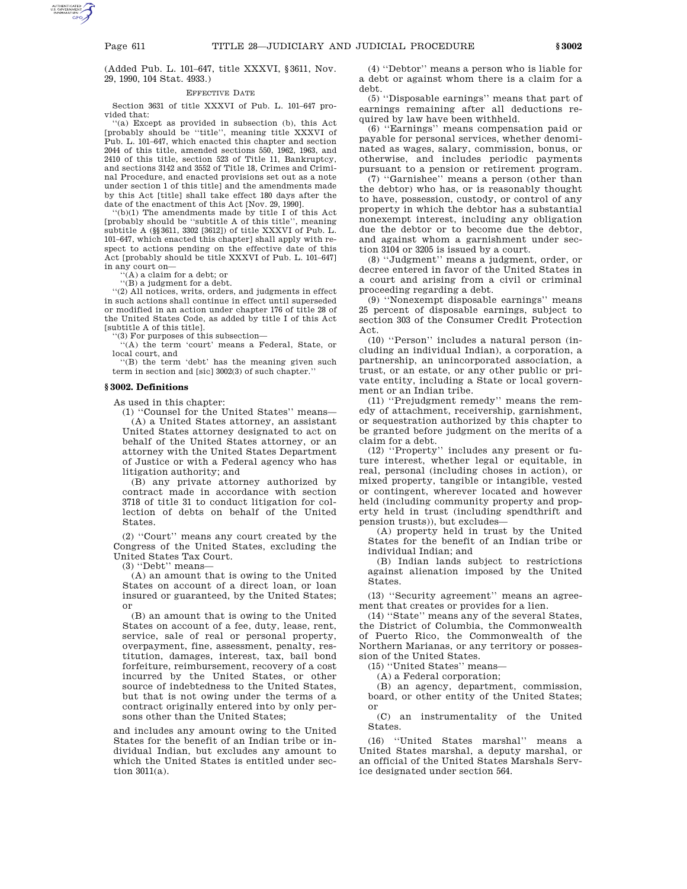(Added Pub. L. 101–647, title XXXVI, §3611, Nov. 29, 1990, 104 Stat. 4933.)

EFFECTIVE DATE

Section 3631 of title XXXVI of Pub. L. 101–647 provided that:

"(a) Except as provided in subsection (b), this Act [probably should be "title", meaning title XXXVI of Pub. L. 101–647, which enacted this chapter and section 2044 of this title, amended sections 550, 1962, 1963, and 2410 of this title, section 523 of Title 11, Bankruptcy, and sections 3142 and 3552 of Title 18, Crimes and Criminal Procedure, and enacted provisions set out as a note under section 1 of this title] and the amendments made by this Act [title] shall take effect 180 days after the date of the enactment of this Act [Nov. 29, 1990].

"(b)(1) The amendments made by title I of this Act [probably should be "subtitle A of this title", meaning subtitle A (§§3611, 3302 [3612]) of title XXXVI of Pub. L. 101–647, which enacted this chapter] shall apply with respect to actions pending on the effective date of this Act [probably should be title XXXVI of Pub. L. 101–647] in any court on—

"(A) a claim for a debt; or

"(B) a judgment for a debt.

"(2) All notices, writs, orders, and judgments in effect in such actions shall continue in effect until superseded or modified in an action under chapter 176 of title 28 of the United States Code, as added by title I of this Act [subtitle A of this title].

"(3) For purposes of this subsection—

"(A) the term 'court' means a Federal, State, or local court, and

"(B) the term 'debt' has the meaning given such term in section and [sic] 3002(3) of such chapter."

## §3002. Definitions

As used in this chapter:

(1) "Counsel for the United States" means—

(A) a United States attorney, an assistant United States attorney designated to act on behalf of the United States attorney, or an attorney with the United States Department of Justice or with a Federal agency who has litigation authority; and

(B) any private attorney authorized by contract made in accordance with section 3718 of title 31 to conduct litigation for collection of debts on behalf of the United States.

(2) "Court" means any court created by the Congress of the United States, excluding the United States Tax Court.

(3) "Debt" means—

(A) an amount that is owing to the United States on account of a direct loan, or loan insured or guaranteed, by the United States; or

(B) an amount that is owing to the United States on account of a fee, duty, lease, rent, service, sale of real or personal property, overpayment, fine, assessment, penalty, restitution, damages, interest, tax, bail bond forfeiture, reimbursement, recovery of a cost incurred by the United States, or other source of indebtedness to the United States, but that is not owing under the terms of a contract originally entered into by only persons other than the United States;

and includes any amount owing to the United States for the benefit of an Indian tribe or individual Indian, but excludes any amount to which the United States is entitled under section 3011(a).

(4) "Debtor" means a person who is liable for a debt or against whom there is a claim for a debt.

(5) "Disposable earnings" means that part of earnings remaining after all deductions required by law have been withheld.

(6) "Earnings" means compensation paid or payable for personal services, whether denominated as wages, salary, commission, bonus, or otherwise, and includes periodic payments pursuant to a pension or retirement program.

(7) "Garnishee" means a person (other than the debtor) who has, or is reasonably thought to have, possession, custody, or control of any property in which the debtor has a substantial nonexempt interest, including any obligation due the debtor or to become due the debtor, and against whom a garnishment under section 3104 or 3205 is issued by a court.

(8) "Judgment" means a judgment, order, or decree entered in favor of the United States in a court and arising from a civil or criminal proceeding regarding a debt.

(9) "Nonexempt disposable earnings" means 25 percent of disposable earnings, subject to section 303 of the Consumer Credit Protection Act.

(10) "Person" includes a natural person (including an individual Indian), a corporation, a partnership, an unincorporated association, a trust, or an estate, or any other public or private entity, including a State or local government or an Indian tribe.

(11) "Prejudgment remedy" means the remedy of attachment, receivership, garnishment, or sequestration authorized by this chapter to be granted before judgment on the merits of a claim for a debt.

(12) "Property" includes any present or future interest, whether legal or equitable, in real, personal (including choses in action), or mixed property, tangible or intangible, vested or contingent, wherever located and however held (including community property and property held in trust (including spendthrift and pension trusts)), but excludes—

(A) property held in trust by the United States for the benefit of an Indian tribe or individual Indian; and

(B) Indian lands subject to restrictions against alienation imposed by the United States.

(13) "Security agreement" means an agreement that creates or provides for a lien.

(14) "State" means any of the several States, the District of Columbia, the Commonwealth of Puerto Rico, the Commonwealth of the Northern Marianas, or any territory or possession of the United States.

(15) "United States" means—

(A) a Federal corporation;

(B) an agency, department, commission, board, or other entity of the United States; or

(C) an instrumentality of the United States.

(16) "United States marshal" means a United States marshal, a deputy marshal, or an official of the United States Marshals Service designated under section 564.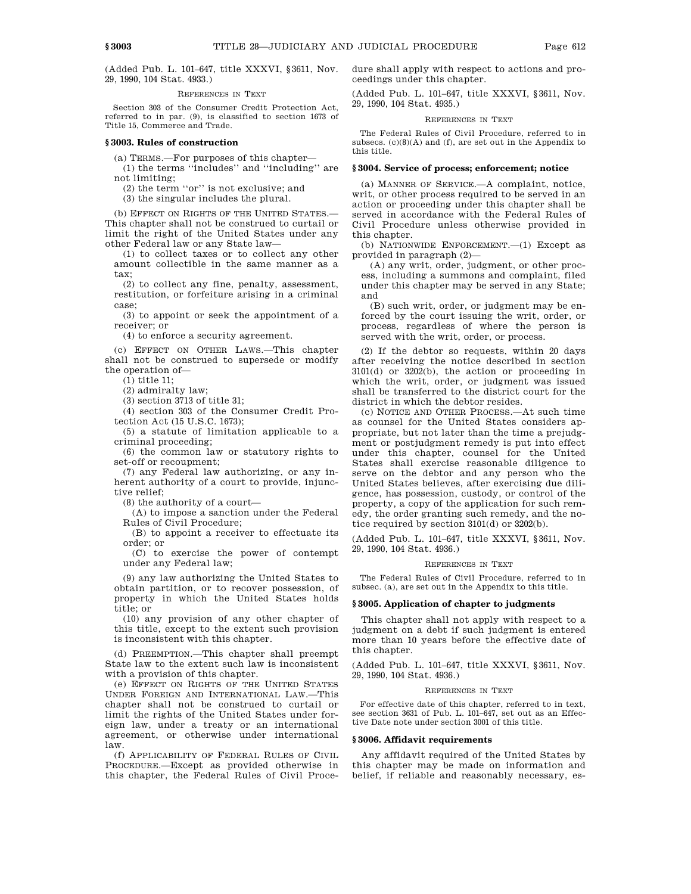(Added Pub. L. 101–647, title XXXVI, §3611, Nov. 29, 1990, 104 Stat. 4933.)

REFERENCES IN TEXT

Section 303 of the Consumer Credit Protection Act, referred to in par. (9), is classified to section 1673 of Title 15, Commerce and Trade.

### §3003. Rules of construction

(a) TERMS.—For purposes of this chapter—

(1) the terms ''includes'' and ''including'' are not limiting;

(2) the term ''or'' is not exclusive; and

(3) the singular includes the plural.

(b) EFFECT ON RIGHTS OF THE UNITED STATES.—This chapter shall not be construed to curtail or limit the right of the United States under any other Federal law or any State law—

(1) to collect taxes or to collect any other amount collectible in the same manner as a tax;

(2) to collect any fine, penalty, assessment, restitution, or forfeiture arising in a criminal case;

(3) to appoint or seek the appointment of a receiver; or

(4) to enforce a security agreement.

(c) EFFECT ON OTHER LAWS.—This chapter shall not be construed to supersede or modify the operation of—

(1) title 11;

(2) admiralty law;

(3) section 3713 of title 31;

(4) section 303 of the Consumer Credit Protection Act (15 U.S.C. 1673);

(5) a statute of limitation applicable to a criminal proceeding;

(6) the common law or statutory rights to set-off or recoupment;

(7) any Federal law authorizing, or any inherent authority of a court to provide, injunctive relief;

(8) the authority of a court—

(A) to impose a sanction under the Federal Rules of Civil Procedure;

(B) to appoint a receiver to effectuate its order; or

(C) to exercise the power of contempt under any Federal law;

(9) any law authorizing the United States to obtain partition, or to recover possession, of property in which the United States holds title; or

(10) any provision of any other chapter of this title, except to the extent such provision is inconsistent with this chapter.

(d) PREEMPTION.—This chapter shall preempt State law to the extent such law is inconsistent with a provision of this chapter.

(e) EFFECT ON RIGHTS OF THE UNITED STATES UNDER FOREIGN AND INTERNATIONAL LAW.—This chapter shall not be construed to curtail or limit the rights of the United States under foreign law, under a treaty or an international agreement, or otherwise under international law.

(f) APPLICABILITY OF FEDERAL RULES OF CIVIL PROCEDURE.—Except as provided otherwise in this chapter, the Federal Rules of Civil Procedure shall apply with respect to actions and proceedings under this chapter.

(Added Pub. L. 101–647, title XXXVI, §3611, Nov. 29, 1990, 104 Stat. 4935.)

REFERENCES IN TEXT

The Federal Rules of Civil Procedure, referred to in subsecs. (c)(8)(A) and (f), are set out in the Appendix to this title.

### §3004. Service of process; enforcement; notice

(a) MANNER OF SERVICE.—A complaint, notice, writ, or other process required to be served in an action or proceeding under this chapter shall be served in accordance with the Federal Rules of Civil Procedure unless otherwise provided in this chapter.

(b) NATIONWIDE ENFORCEMENT.—(1) Except as provided in paragraph (2)—

(A) any writ, order, judgment, or other process, including a summons and complaint, filed under this chapter may be served in any State; and

(B) such writ, order, or judgment may be enforced by the court issuing the writ, order, or process, regardless of where the person is served with the writ, order, or process.

(2) If the debtor so requests, within 20 days after receiving the notice described in section 3101(d) or 3202(b), the action or proceeding in which the writ, order, or judgment was issued shall be transferred to the district court for the district in which the debtor resides.

(c) NOTICE AND OTHER PROCESS.—At such time as counsel for the United States considers appropriate, but not later than the time a prejudgment or postjudgment remedy is put into effect under this chapter, counsel for the United States shall exercise reasonable diligence to serve on the debtor and any person who the United States believes, after exercising due diligence, has possession, custody, or control of the property, a copy of the application for such remedy, the order granting such remedy, and the notice required by section 3101(d) or 3202(b).

(Added Pub. L. 101–647, title XXXVI, §3611, Nov. 29, 1990, 104 Stat. 4936.)

REFERENCES IN TEXT

The Federal Rules of Civil Procedure, referred to in subsec. (a), are set out in the Appendix to this title.

### §3005. Application of chapter to judgments

This chapter shall not apply with respect to a judgment on a debt if such judgment is entered more than 10 years before the effective date of this chapter.

(Added Pub. L. 101–647, title XXXVI, §3611, Nov. 29, 1990, 104 Stat. 4936.)

REFERENCES IN TEXT

For effective date of this chapter, referred to in text, see section 3631 of Pub. L. 101–647, set out as an Effective Date note under section 3001 of this title.

### §3006. Affidavit requirements

Any affidavit required of the United States by this chapter may be made on information and belief, if reliable and reasonably necessary, es-